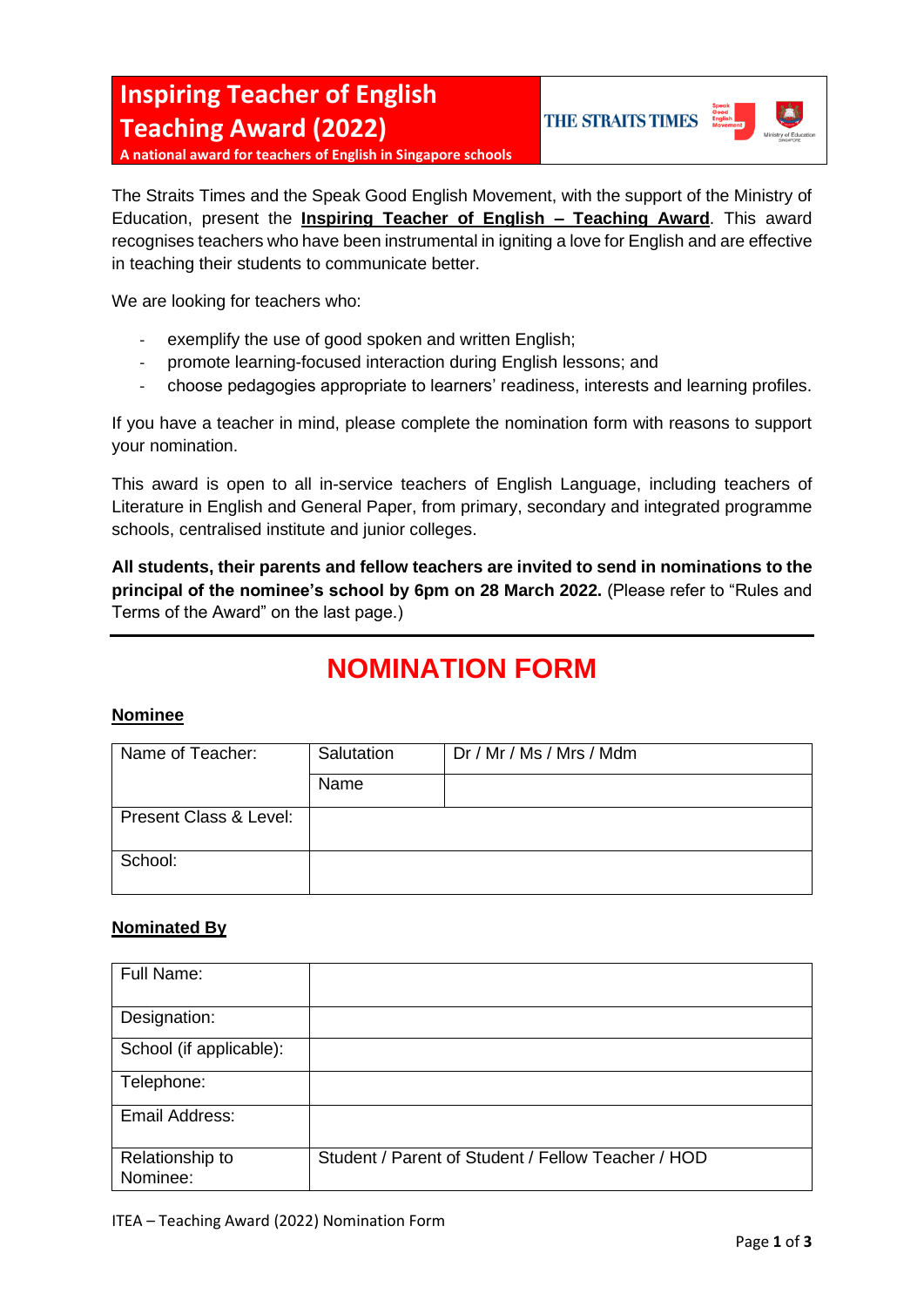# Inspiring Teacher of English Teaching Award (2022)

**A national award for teachers of English in Singapore schools**

THE STRAITS TIMES | Speak Good English Movement | Ministry of Education Singapore

The Straits Times and the Speak Good English Movement, with the support of the Ministry of Education, present the **Inspiring Teacher of English – Teaching Award**. This award recognises teachers who have been instrumental in igniting a love for English and are effective in teaching their students to communicate better.

We are looking for teachers who:

- exemplify the use of good spoken and written English;
- promote learning-focused interaction during English lessons; and
- choose pedagogies appropriate to learners' readiness, interests and learning profiles.

If you have a teacher in mind, please complete the nomination form with reasons to support your nomination.

This award is open to all in-service teachers of English Language, including teachers of Literature in English and General Paper, from primary, secondary and integrated programme schools, centralised institute and junior colleges.

**All students, their parents and fellow teachers are invited to send in nominations to the principal of the nominee's school by 6pm on 28 March 2022.** (Please refer to "Rules and Terms of the Award" on the last page.)

---

## NOMINATION FORM

### Nominee

| Name of Teacher: | Salutation | Dr / Mr / Ms / Mrs / Mdm |
|---|---|---|
| | Name | |
| Present Class & Level: | | |
| School: | | |

### Nominated By

| Full Name: | |
|---|---|
| Designation: | |
| School (if applicable): | |
| Telephone: | |
| Email Address: | |
| Relationship to Nominee: | Student / Parent of Student / Fellow Teacher / HOD |

ITEA – Teaching Award (2022) Nomination Form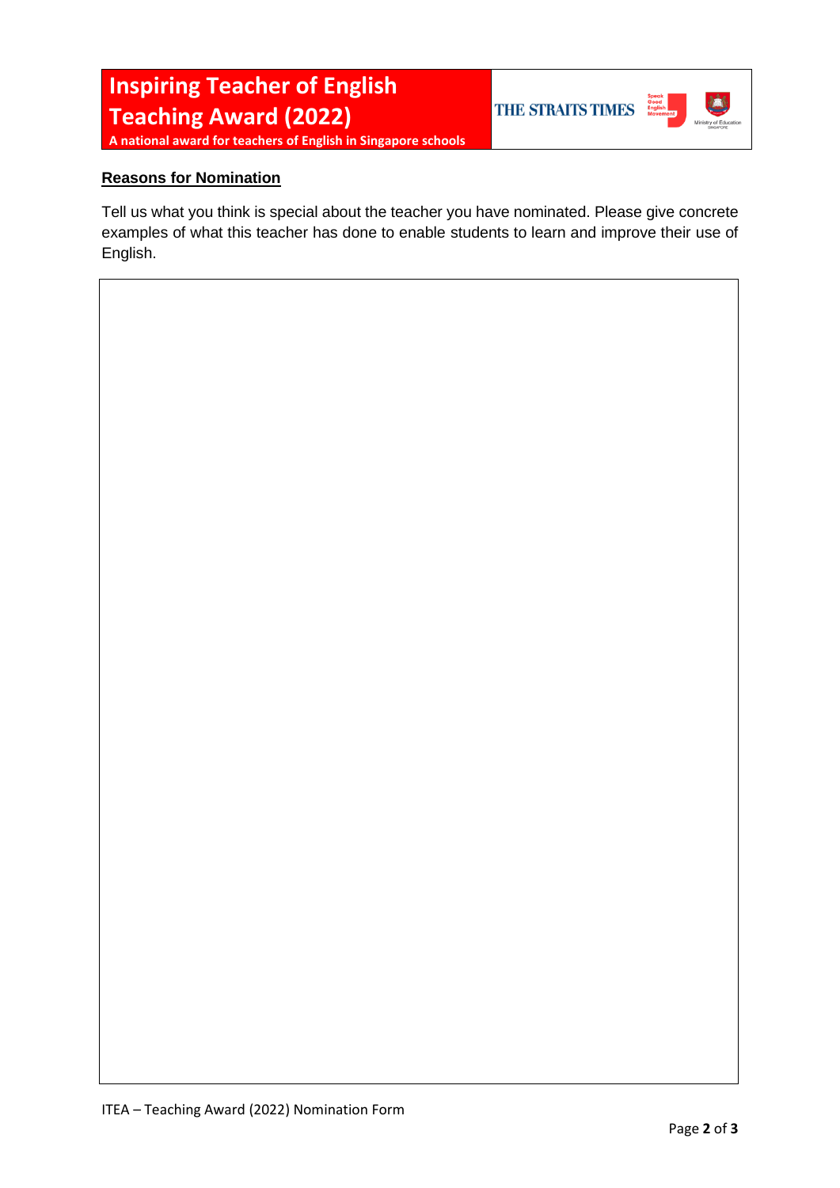# Inspiring Teacher of English Teaching Award (2022)

**A national award for teachers of English in Singapore schools**

THE STRAITS TIMES

**Reasons for Nomination**

Tell us what you think is special about the teacher you have nominated. Please give concrete examples of what this teacher has done to enable students to learn and improve their use of English.

ITEA – Teaching Award (2022) Nomination Form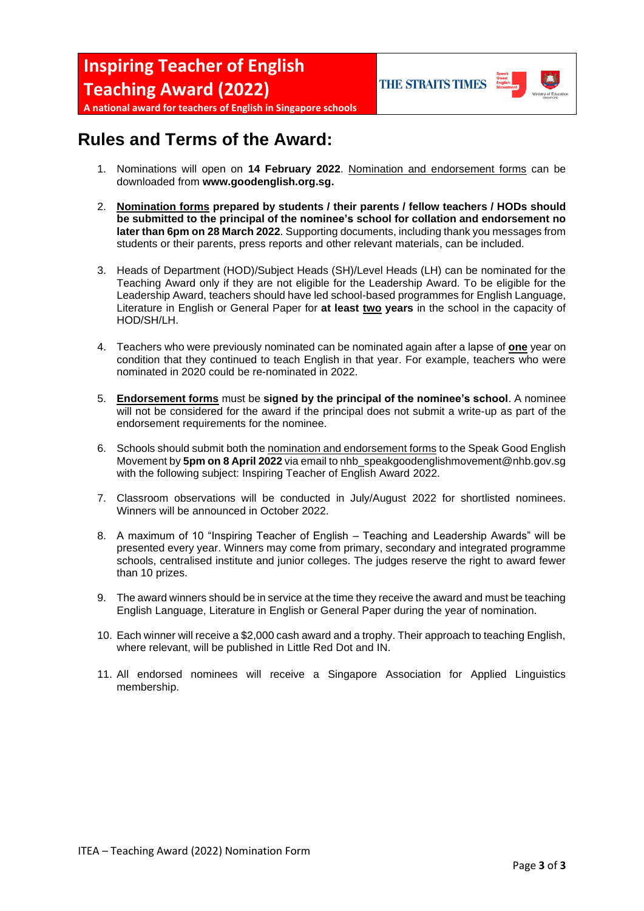**Inspiring Teacher of English Teaching Award (2022)**

**A national award for teachers of English in Singapore schools**

THE STRAITS TIMES

# Rules and Terms of the Award:

1. Nominations will open on **14 February 2022**. Nomination and endorsement forms can be downloaded from **www.goodenglish.org.sg.**

2. **Nomination forms prepared by students / their parents / fellow teachers / HODs should be submitted to the principal of the nominee's school for collation and endorsement no later than 6pm on 28 March 2022**. Supporting documents, including thank you messages from students or their parents, press reports and other relevant materials, can be included.

3. Heads of Department (HOD)/Subject Heads (SH)/Level Heads (LH) can be nominated for the Teaching Award only if they are not eligible for the Leadership Award. To be eligible for the Leadership Award, teachers should have led school-based programmes for English Language, Literature in English or General Paper for **at least two years** in the school in the capacity of HOD/SH/LH.

4. Teachers who were previously nominated can be nominated again after a lapse of **one** year on condition that they continued to teach English in that year. For example, teachers who were nominated in 2020 could be re-nominated in 2022.

5. **Endorsement forms** must be **signed by the principal of the nominee's school**. A nominee will not be considered for the award if the principal does not submit a write-up as part of the endorsement requirements for the nominee.

6. Schools should submit both the nomination and endorsement forms to the Speak Good English Movement by **5pm on 8 April 2022** via email to nhb_speakgoodenglishmovement@nhb.gov.sg with the following subject: Inspiring Teacher of English Award 2022.

7. Classroom observations will be conducted in July/August 2022 for shortlisted nominees. Winners will be announced in October 2022.

8. A maximum of 10 "Inspiring Teacher of English – Teaching and Leadership Awards" will be presented every year. Winners may come from primary, secondary and integrated programme schools, centralised institute and junior colleges. The judges reserve the right to award fewer than 10 prizes.

9. The award winners should be in service at the time they receive the award and must be teaching English Language, Literature in English or General Paper during the year of nomination.

10. Each winner will receive a $2,000 cash award and a trophy. Their approach to teaching English, where relevant, will be published in Little Red Dot and IN.

11. All endorsed nominees will receive a Singapore Association for Applied Linguistics membership.